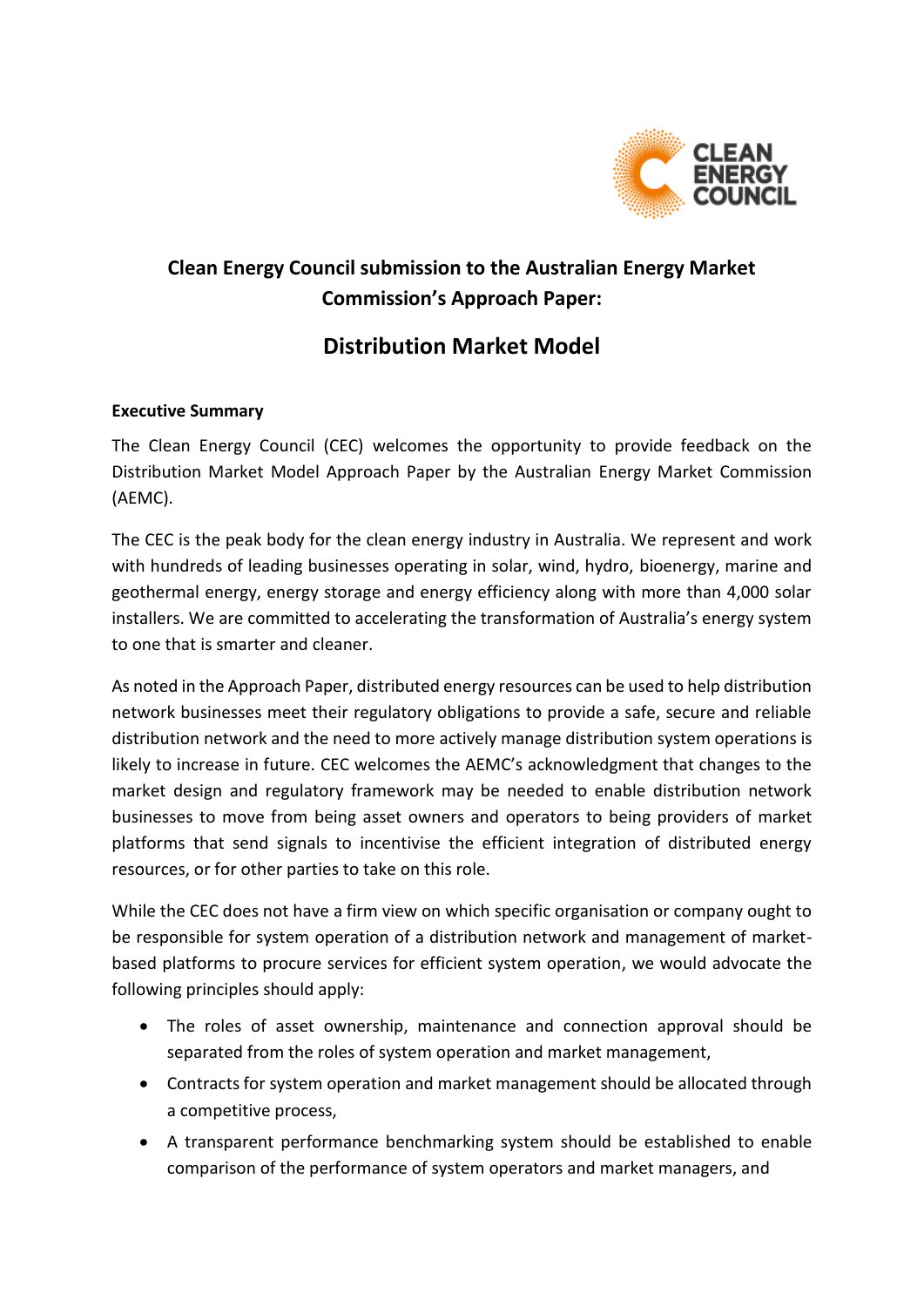# Clean Energy Council submission to the Australian Energy Market Commission's Approach Paper:

## Distribution Market Model

**Executive Summary**

The Clean Energy Council (CEC) welcomes the opportunity to provide feedback on the Distribution Market Model Approach Paper by the Australian Energy Market Commission (AEMC).

The CEC is the peak body for the clean energy industry in Australia. We represent and work with hundreds of leading businesses operating in solar, wind, hydro, bioenergy, marine and geothermal energy, energy storage and energy efficiency along with more than 4,000 solar installers. We are committed to accelerating the transformation of Australia's energy system to one that is smarter and cleaner.

As noted in the Approach Paper, distributed energy resources can be used to help distribution network businesses meet their regulatory obligations to provide a safe, secure and reliable distribution network and the need to more actively manage distribution system operations is likely to increase in future. CEC welcomes the AEMC's acknowledgment that changes to the market design and regulatory framework may be needed to enable distribution network businesses to move from being asset owners and operators to being providers of market platforms that send signals to incentivise the efficient integration of distributed energy resources, or for other parties to take on this role.

While the CEC does not have a firm view on which specific organisation or company ought to be responsible for system operation of a distribution network and management of market-based platforms to procure services for efficient system operation, we would advocate the following principles should apply:

- The roles of asset ownership, maintenance and connection approval should be separated from the roles of system operation and market management,
- Contracts for system operation and market management should be allocated through a competitive process,
- A transparent performance benchmarking system should be established to enable comparison of the performance of system operators and market managers, and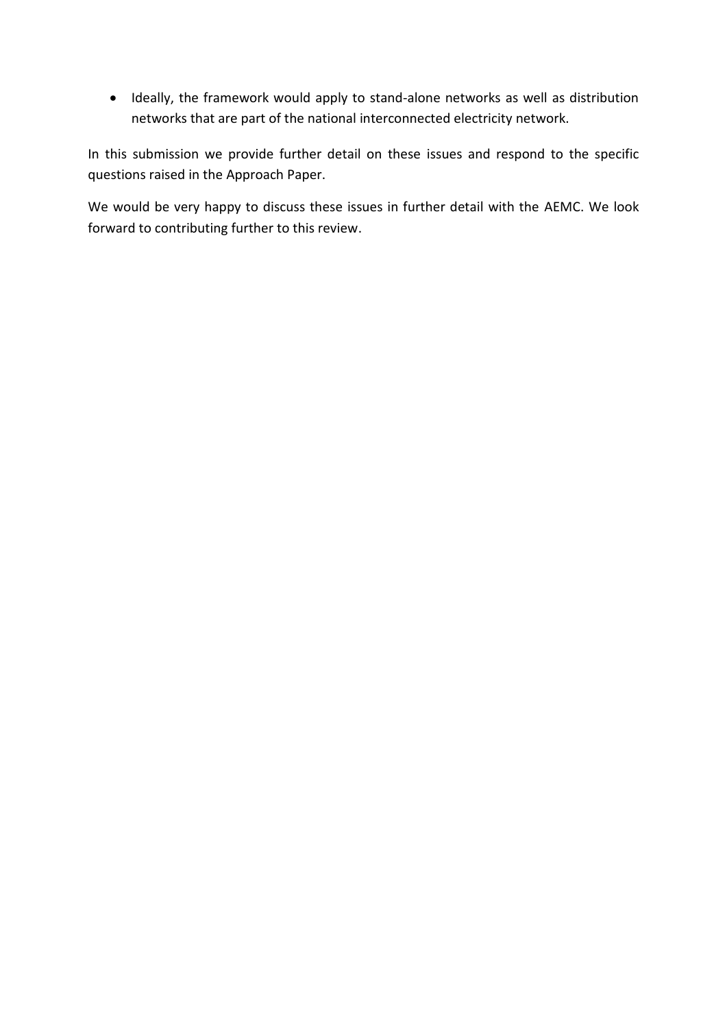- Ideally, the framework would apply to stand-alone networks as well as distribution networks that are part of the national interconnected electricity network.

In this submission we provide further detail on these issues and respond to the specific questions raised in the Approach Paper.

We would be very happy to discuss these issues in further detail with the AEMC. We look forward to contributing further to this review.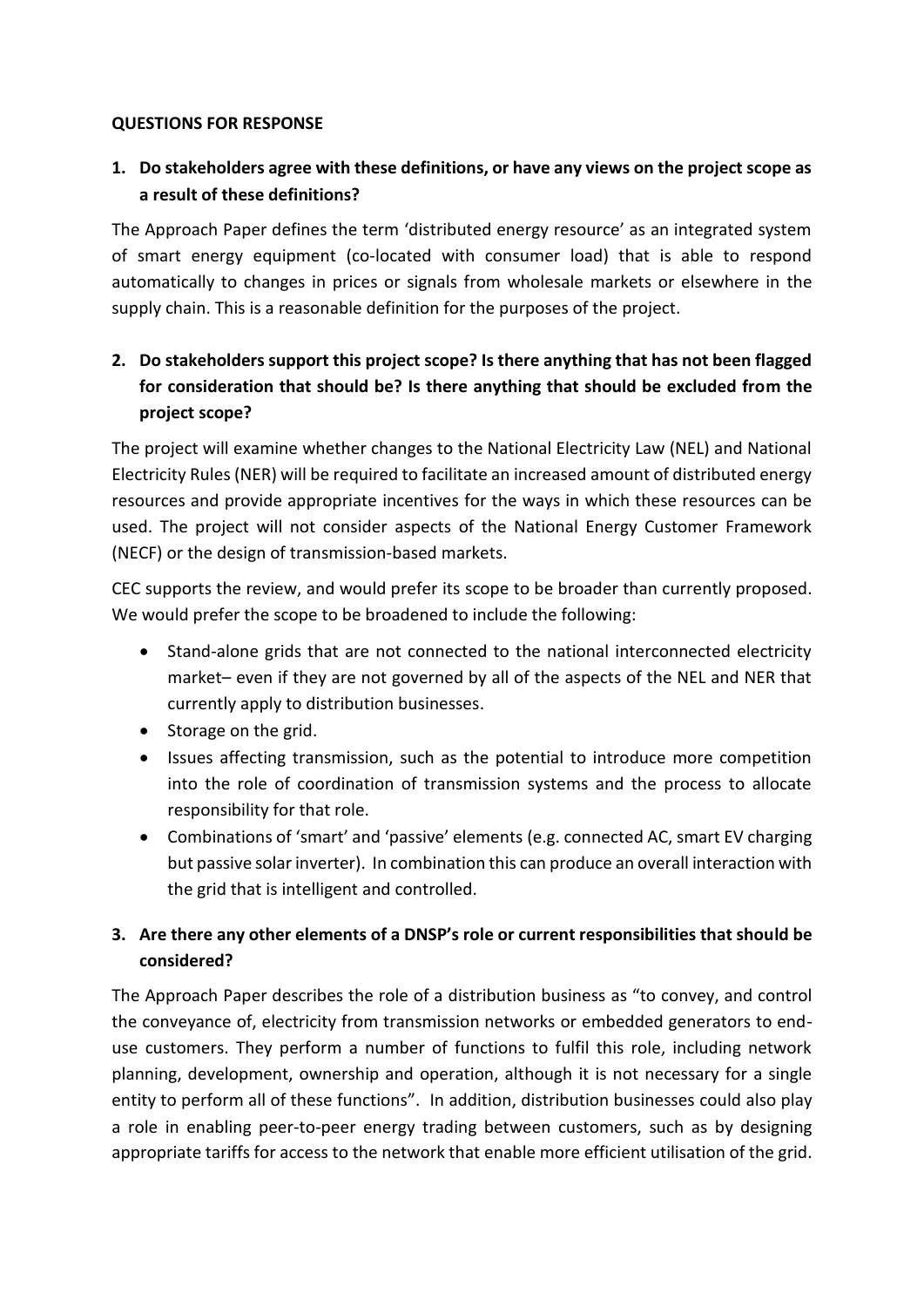**QUESTIONS FOR RESPONSE**

1. **Do stakeholders agree with these definitions, or have any views on the project scope as a result of these definitions?**

The Approach Paper defines the term 'distributed energy resource' as an integrated system of smart energy equipment (co-located with consumer load) that is able to respond automatically to changes in prices or signals from wholesale markets or elsewhere in the supply chain. This is a reasonable definition for the purposes of the project.

2. **Do stakeholders support this project scope? Is there anything that has not been flagged for consideration that should be? Is there anything that should be excluded from the project scope?**

The project will examine whether changes to the National Electricity Law (NEL) and National Electricity Rules (NER) will be required to facilitate an increased amount of distributed energy resources and provide appropriate incentives for the ways in which these resources can be used. The project will not consider aspects of the National Energy Customer Framework (NECF) or the design of transmission-based markets.

CEC supports the review, and would prefer its scope to be broader than currently proposed. We would prefer the scope to be broadened to include the following:

- Stand-alone grids that are not connected to the national interconnected electricity market– even if they are not governed by all of the aspects of the NEL and NER that currently apply to distribution businesses.
- Storage on the grid.
- Issues affecting transmission, such as the potential to introduce more competition into the role of coordination of transmission systems and the process to allocate responsibility for that role.
- Combinations of 'smart' and 'passive' elements (e.g. connected AC, smart EV charging but passive solar inverter). In combination this can produce an overall interaction with the grid that is intelligent and controlled.

3. **Are there any other elements of a DNSP's role or current responsibilities that should be considered?**

The Approach Paper describes the role of a distribution business as "to convey, and control the conveyance of, electricity from transmission networks or embedded generators to end-use customers. They perform a number of functions to fulfil this role, including network planning, development, ownership and operation, although it is not necessary for a single entity to perform all of these functions". In addition, distribution businesses could also play a role in enabling peer-to-peer energy trading between customers, such as by designing appropriate tariffs for access to the network that enable more efficient utilisation of the grid.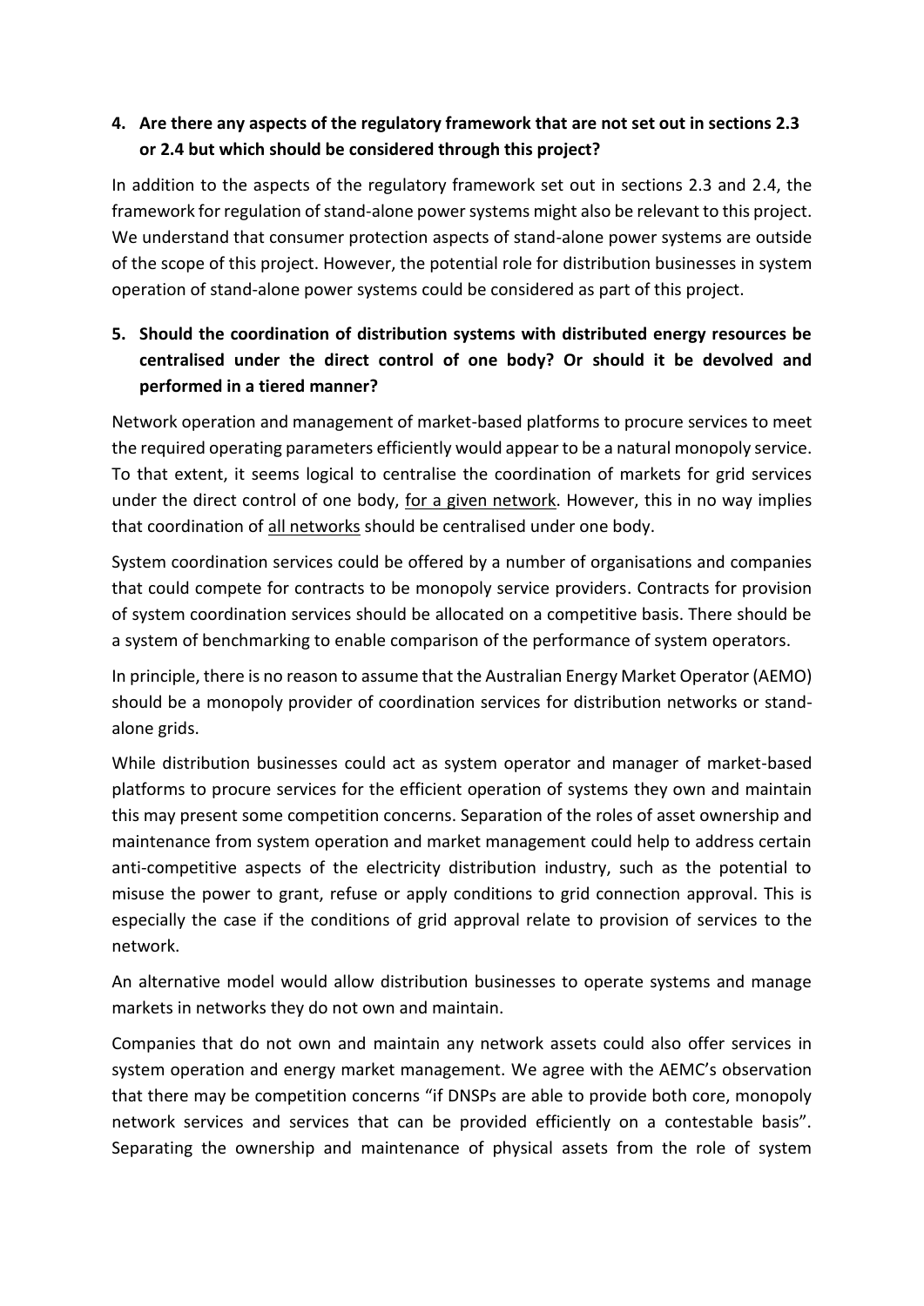**4. Are there any aspects of the regulatory framework that are not set out in sections 2.3 or 2.4 but which should be considered through this project?**

In addition to the aspects of the regulatory framework set out in sections 2.3 and 2.4, the framework for regulation of stand-alone power systems might also be relevant to this project. We understand that consumer protection aspects of stand-alone power systems are outside of the scope of this project. However, the potential role for distribution businesses in system operation of stand-alone power systems could be considered as part of this project.

**5. Should the coordination of distribution systems with distributed energy resources be centralised under the direct control of one body? Or should it be devolved and performed in a tiered manner?**

Network operation and management of market-based platforms to procure services to meet the required operating parameters efficiently would appear to be a natural monopoly service. To that extent, it seems logical to centralise the coordination of markets for grid services under the direct control of one body, <u>for a given network</u>. However, this in no way implies that coordination of <u>all networks</u> should be centralised under one body.

System coordination services could be offered by a number of organisations and companies that could compete for contracts to be monopoly service providers. Contracts for provision of system coordination services should be allocated on a competitive basis. There should be a system of benchmarking to enable comparison of the performance of system operators.

In principle, there is no reason to assume that the Australian Energy Market Operator (AEMO) should be a monopoly provider of coordination services for distribution networks or stand-alone grids.

While distribution businesses could act as system operator and manager of market-based platforms to procure services for the efficient operation of systems they own and maintain this may present some competition concerns. Separation of the roles of asset ownership and maintenance from system operation and market management could help to address certain anti-competitive aspects of the electricity distribution industry, such as the potential to misuse the power to grant, refuse or apply conditions to grid connection approval. This is especially the case if the conditions of grid approval relate to provision of services to the network.

An alternative model would allow distribution businesses to operate systems and manage markets in networks they do not own and maintain.

Companies that do not own and maintain any network assets could also offer services in system operation and energy market management. We agree with the AEMC's observation that there may be competition concerns "if DNSPs are able to provide both core, monopoly network services and services that can be provided efficiently on a contestable basis". Separating the ownership and maintenance of physical assets from the role of system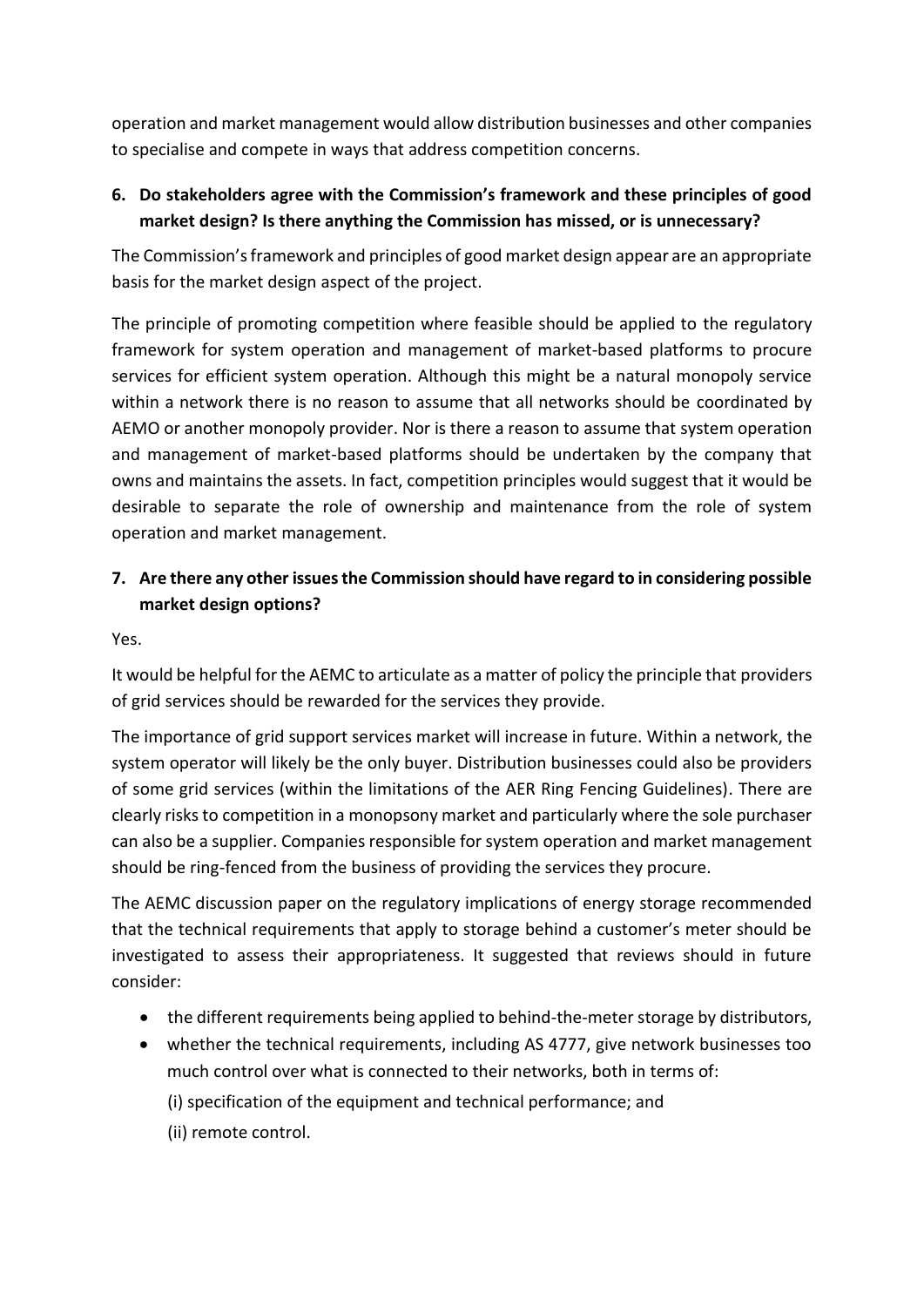operation and market management would allow distribution businesses and other companies to specialise and compete in ways that address competition concerns.

**6. Do stakeholders agree with the Commission's framework and these principles of good market design? Is there anything the Commission has missed, or is unnecessary?**

The Commission's framework and principles of good market design appear are an appropriate basis for the market design aspect of the project.

The principle of promoting competition where feasible should be applied to the regulatory framework for system operation and management of market-based platforms to procure services for efficient system operation. Although this might be a natural monopoly service within a network there is no reason to assume that all networks should be coordinated by AEMO or another monopoly provider. Nor is there a reason to assume that system operation and management of market-based platforms should be undertaken by the company that owns and maintains the assets. In fact, competition principles would suggest that it would be desirable to separate the role of ownership and maintenance from the role of system operation and market management.

**7. Are there any other issues the Commission should have regard to in considering possible market design options?**

Yes.

It would be helpful for the AEMC to articulate as a matter of policy the principle that providers of grid services should be rewarded for the services they provide.

The importance of grid support services market will increase in future. Within a network, the system operator will likely be the only buyer. Distribution businesses could also be providers of some grid services (within the limitations of the AER Ring Fencing Guidelines). There are clearly risks to competition in a monopsony market and particularly where the sole purchaser can also be a supplier. Companies responsible for system operation and market management should be ring-fenced from the business of providing the services they procure.

The AEMC discussion paper on the regulatory implications of energy storage recommended that the technical requirements that apply to storage behind a customer's meter should be investigated to assess their appropriateness. It suggested that reviews should in future consider:

- the different requirements being applied to behind-the-meter storage by distributors,
- whether the technical requirements, including AS 4777, give network businesses too much control over what is connected to their networks, both in terms of:
  (i) specification of the equipment and technical performance; and
  (ii) remote control.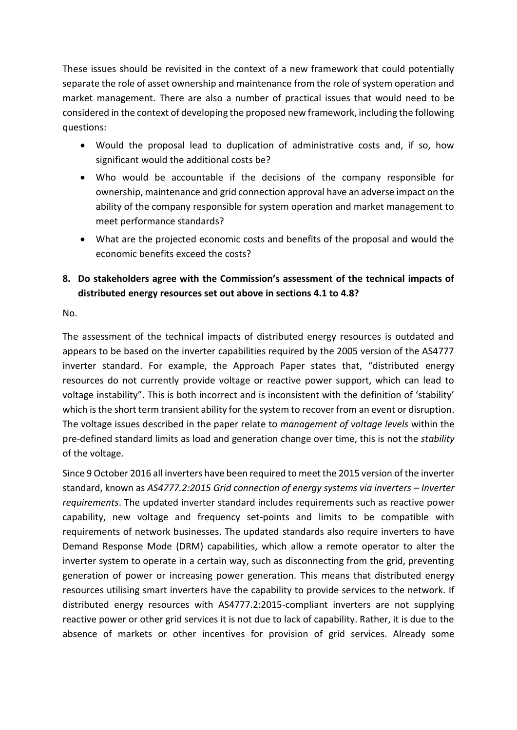These issues should be revisited in the context of a new framework that could potentially separate the role of asset ownership and maintenance from the role of system operation and market management. There are also a number of practical issues that would need to be considered in the context of developing the proposed new framework, including the following questions:

- Would the proposal lead to duplication of administrative costs and, if so, how significant would the additional costs be?
- Who would be accountable if the decisions of the company responsible for ownership, maintenance and grid connection approval have an adverse impact on the ability of the company responsible for system operation and market management to meet performance standards?
- What are the projected economic costs and benefits of the proposal and would the economic benefits exceed the costs?

**8. Do stakeholders agree with the Commission's assessment of the technical impacts of distributed energy resources set out above in sections 4.1 to 4.8?**

No.

The assessment of the technical impacts of distributed energy resources is outdated and appears to be based on the inverter capabilities required by the 2005 version of the AS4777 inverter standard. For example, the Approach Paper states that, "distributed energy resources do not currently provide voltage or reactive power support, which can lead to voltage instability". This is both incorrect and is inconsistent with the definition of 'stability' which is the short term transient ability for the system to recover from an event or disruption. The voltage issues described in the paper relate to *management of voltage levels* within the pre-defined standard limits as load and generation change over time, this is not the *stability* of the voltage.

Since 9 October 2016 all inverters have been required to meet the 2015 version of the inverter standard, known as *AS4777.2:2015 Grid connection of energy systems via inverters – Inverter requirements*. The updated inverter standard includes requirements such as reactive power capability, new voltage and frequency set-points and limits to be compatible with requirements of network businesses. The updated standards also require inverters to have Demand Response Mode (DRM) capabilities, which allow a remote operator to alter the inverter system to operate in a certain way, such as disconnecting from the grid, preventing generation of power or increasing power generation. This means that distributed energy resources utilising smart inverters have the capability to provide services to the network. If distributed energy resources with AS4777.2:2015-compliant inverters are not supplying reactive power or other grid services it is not due to lack of capability. Rather, it is due to the absence of markets or other incentives for provision of grid services. Already some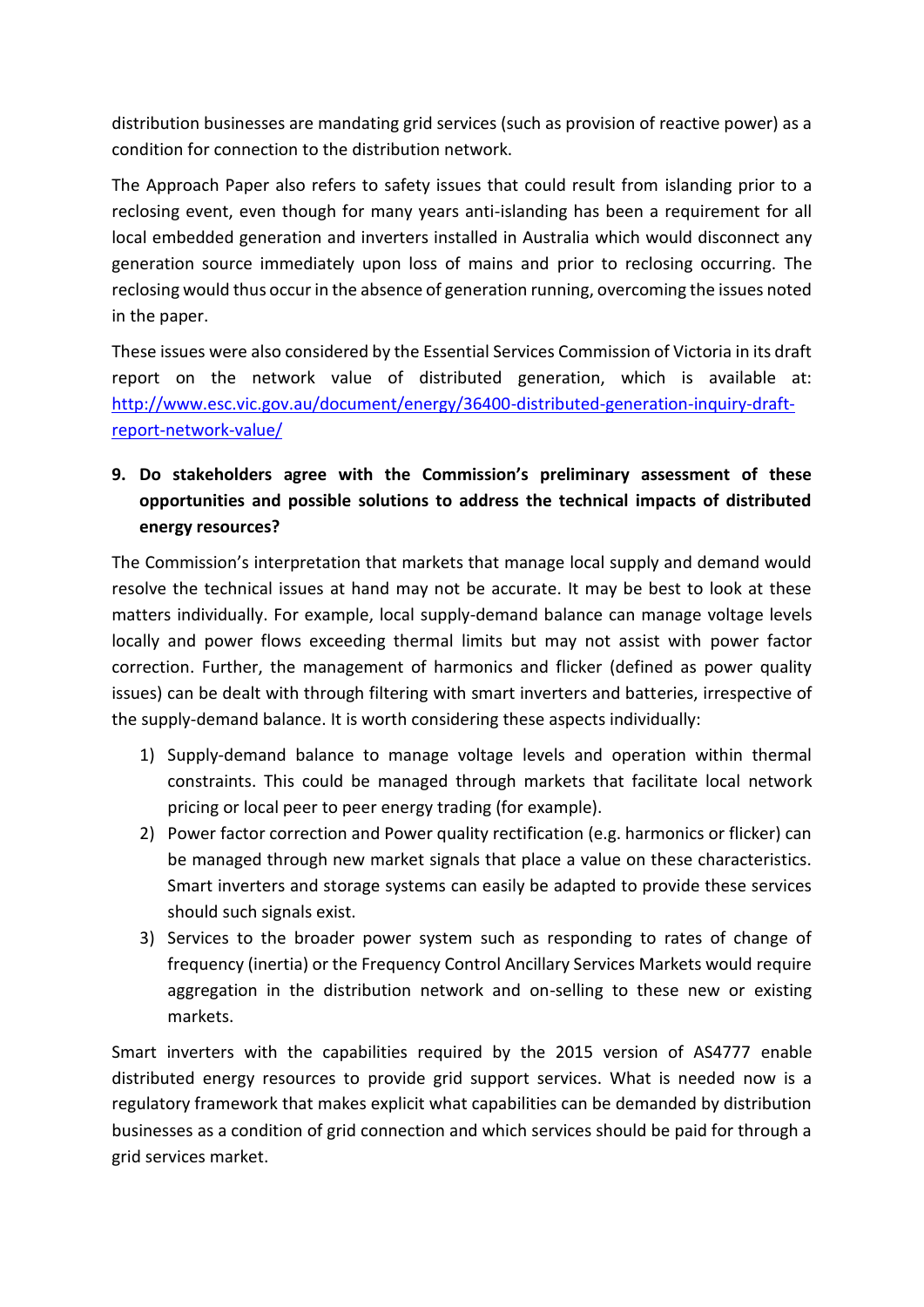distribution businesses are mandating grid services (such as provision of reactive power) as a condition for connection to the distribution network.

The Approach Paper also refers to safety issues that could result from islanding prior to a reclosing event, even though for many years anti-islanding has been a requirement for all local embedded generation and inverters installed in Australia which would disconnect any generation source immediately upon loss of mains and prior to reclosing occurring. The reclosing would thus occur in the absence of generation running, overcoming the issues noted in the paper.

These issues were also considered by the Essential Services Commission of Victoria in its draft report on the network value of distributed generation, which is available at: [http://www.esc.vic.gov.au/document/energy/36400-distributed-generation-inquiry-draft-report-network-value/](http://www.esc.vic.gov.au/document/energy/36400-distributed-generation-inquiry-draft-report-network-value/)

**9. Do stakeholders agree with the Commission's preliminary assessment of these opportunities and possible solutions to address the technical impacts of distributed energy resources?**

The Commission's interpretation that markets that manage local supply and demand would resolve the technical issues at hand may not be accurate. It may be best to look at these matters individually. For example, local supply-demand balance can manage voltage levels locally and power flows exceeding thermal limits but may not assist with power factor correction. Further, the management of harmonics and flicker (defined as power quality issues) can be dealt with through filtering with smart inverters and batteries, irrespective of the supply-demand balance. It is worth considering these aspects individually:

1) Supply-demand balance to manage voltage levels and operation within thermal constraints. This could be managed through markets that facilitate local network pricing or local peer to peer energy trading (for example).
2) Power factor correction and Power quality rectification (e.g. harmonics or flicker) can be managed through new market signals that place a value on these characteristics. Smart inverters and storage systems can easily be adapted to provide these services should such signals exist.
3) Services to the broader power system such as responding to rates of change of frequency (inertia) or the Frequency Control Ancillary Services Markets would require aggregation in the distribution network and on-selling to these new or existing markets.

Smart inverters with the capabilities required by the 2015 version of AS4777 enable distributed energy resources to provide grid support services. What is needed now is a regulatory framework that makes explicit what capabilities can be demanded by distribution businesses as a condition of grid connection and which services should be paid for through a grid services market.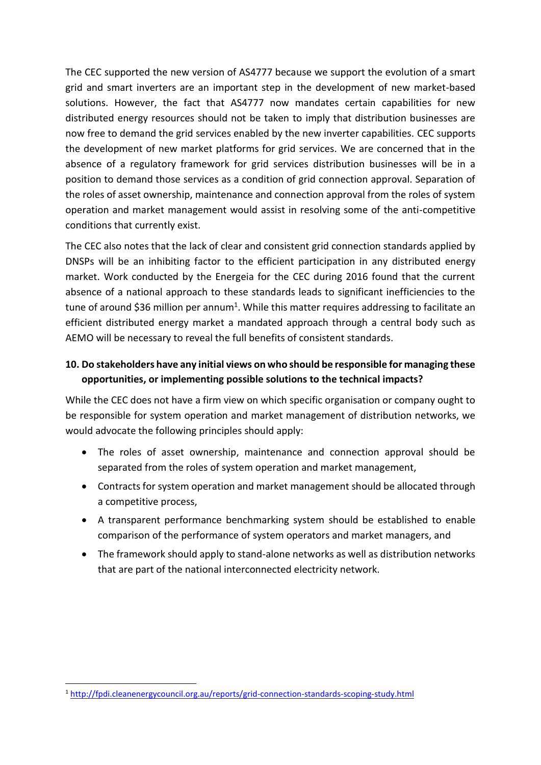The CEC supported the new version of AS4777 because we support the evolution of a smart grid and smart inverters are an important step in the development of new market-based solutions. However, the fact that AS4777 now mandates certain capabilities for new distributed energy resources should not be taken to imply that distribution businesses are now free to demand the grid services enabled by the new inverter capabilities. CEC supports the development of new market platforms for grid services. We are concerned that in the absence of a regulatory framework for grid services distribution businesses will be in a position to demand those services as a condition of grid connection approval. Separation of the roles of asset ownership, maintenance and connection approval from the roles of system operation and market management would assist in resolving some of the anti-competitive conditions that currently exist.

The CEC also notes that the lack of clear and consistent grid connection standards applied by DNSPs will be an inhibiting factor to the efficient participation in any distributed energy market. Work conducted by the Energeia for the CEC during 2016 found that the current absence of a national approach to these standards leads to significant inefficiencies to the tune of around $36 million per annum[1]. While this matter requires addressing to facilitate an efficient distributed energy market a mandated approach through a central body such as AEMO will be necessary to reveal the full benefits of consistent standards.

### 10. Do stakeholders have any initial views on who should be responsible for managing these opportunities, or implementing possible solutions to the technical impacts?

While the CEC does not have a firm view on which specific organisation or company ought to be responsible for system operation and market management of distribution networks, we would advocate the following principles should apply:

- The roles of asset ownership, maintenance and connection approval should be separated from the roles of system operation and market management,
- Contracts for system operation and market management should be allocated through a competitive process,
- A transparent performance benchmarking system should be established to enable comparison of the performance of system operators and market managers, and
- The framework should apply to stand-alone networks as well as distribution networks that are part of the national interconnected electricity network.

[1] http://fpdi.cleanenergycouncil.org.au/reports/grid-connection-standards-scoping-study.html